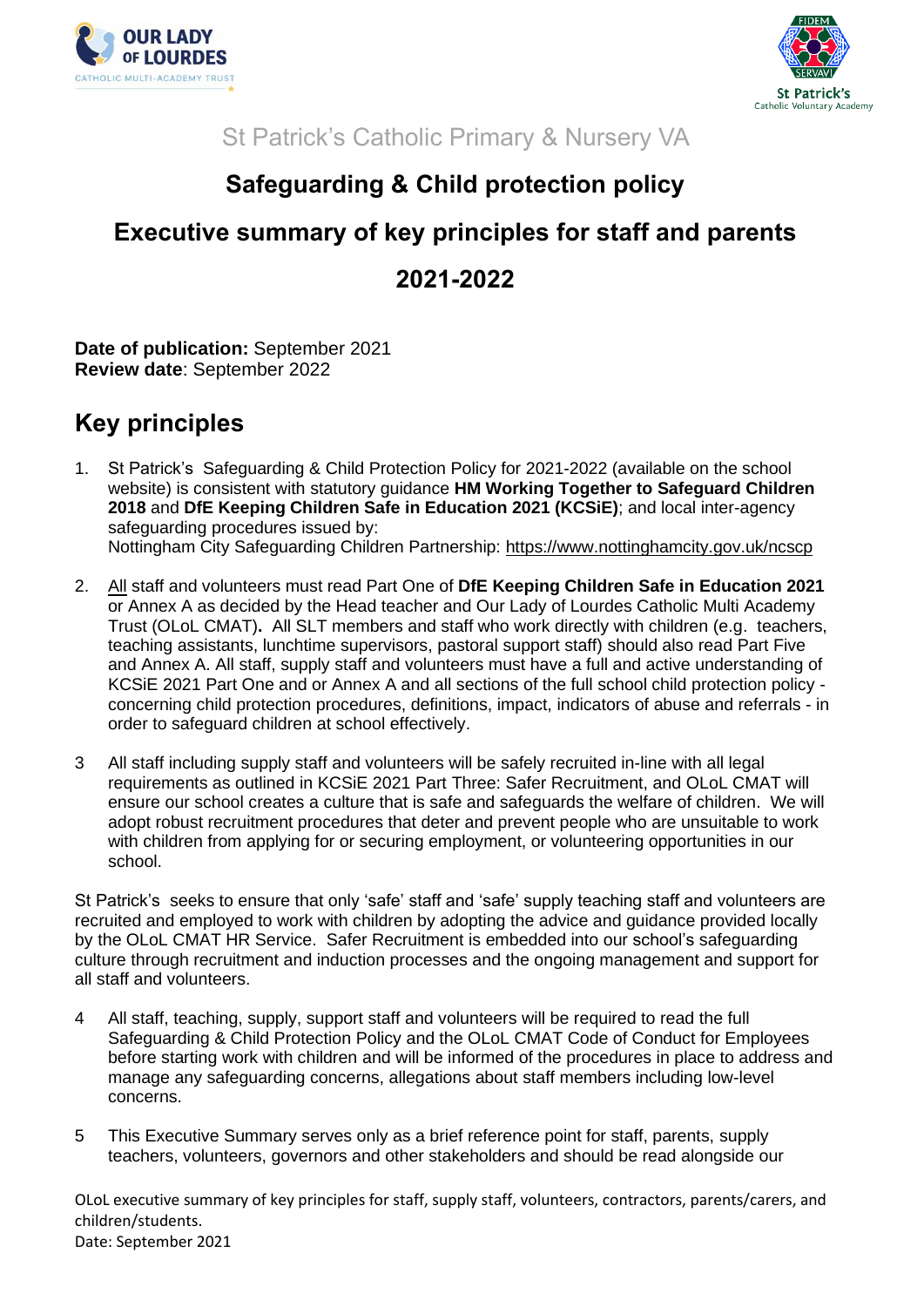St Patrick's Catholic Primary & Nursery VA

# Safeguarding & Child protection policy

## Executive summary of key principles for staff and parents

## 2021-2022

**Date of publication:** September 2021
**Review date**: September 2022

## Key principles

1. St Patrick's Safeguarding & Child Protection Policy for 2021-2022 (available on the school website) is consistent with statutory guidance **HM Working Together to Safeguard Children 2018** and **DfE Keeping Children Safe in Education 2021 (KCSiE)**; and local inter-agency safeguarding procedures issued by:
   Nottingham City Safeguarding Children Partnership: https://www.nottinghamcity.gov.uk/ncscp

2. All staff and volunteers must read Part One of **DfE Keeping Children Safe in Education 2021** or Annex A as decided by the Head teacher and Our Lady of Lourdes Catholic Multi Academy Trust (OLoL CMAT)**.** All SLT members and staff who work directly with children (e.g. teachers, teaching assistants, lunchtime supervisors, pastoral support staff) should also read Part Five and Annex A. All staff, supply staff and volunteers must have a full and active understanding of KCSiE 2021 Part One and or Annex A and all sections of the full school child protection policy - concerning child protection procedures, definitions, impact, indicators of abuse and referrals - in order to safeguard children at school effectively.

3. All staff including supply staff and volunteers will be safely recruited in-line with all legal requirements as outlined in KCSiE 2021 Part Three: Safer Recruitment, and OLoL CMAT will ensure our school creates a culture that is safe and safeguards the welfare of children. We will adopt robust recruitment procedures that deter and prevent people who are unsuitable to work with children from applying for or securing employment, or volunteering opportunities in our school.

St Patrick's seeks to ensure that only 'safe' staff and 'safe' supply teaching staff and volunteers are recruited and employed to work with children by adopting the advice and guidance provided locally by the OLoL CMAT HR Service. Safer Recruitment is embedded into our school's safeguarding culture through recruitment and induction processes and the ongoing management and support for all staff and volunteers.

4. All staff, teaching, supply, support staff and volunteers will be required to read the full Safeguarding & Child Protection Policy and the OLoL CMAT Code of Conduct for Employees before starting work with children and will be informed of the procedures in place to address and manage any safeguarding concerns, allegations about staff members including low-level concerns.

5. This Executive Summary serves only as a brief reference point for staff, parents, supply teachers, volunteers, governors and other stakeholders and should be read alongside our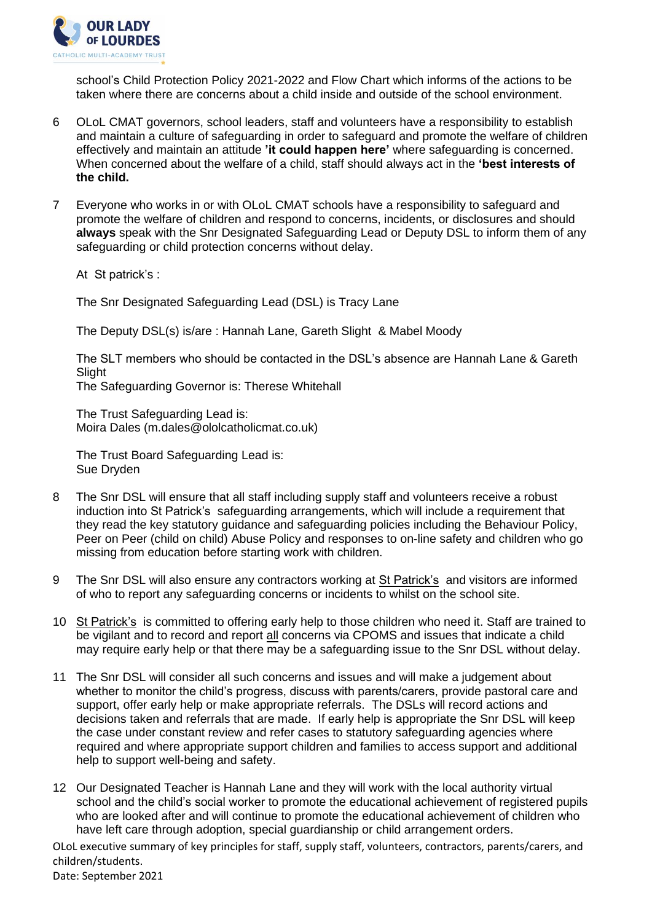school's Child Protection Policy 2021-2022 and Flow Chart which informs of the actions to be taken where there are concerns about a child inside and outside of the school environment.

6 OLoL CMAT governors, school leaders, staff and volunteers have a responsibility to establish and maintain a culture of safeguarding in order to safeguard and promote the welfare of children effectively and maintain an attitude **'it could happen here'** where safeguarding is concerned. When concerned about the welfare of a child, staff should always act in the **'best interests of the child.**

7 Everyone who works in or with OLoL CMAT schools have a responsibility to safeguard and promote the welfare of children and respond to concerns, incidents, or disclosures and should **always** speak with the Snr Designated Safeguarding Lead or Deputy DSL to inform them of any safeguarding or child protection concerns without delay.

At St patrick's :

The Snr Designated Safeguarding Lead (DSL) is Tracy Lane

The Deputy DSL(s) is/are : Hannah Lane, Gareth Slight & Mabel Moody

The SLT members who should be contacted in the DSL's absence are Hannah Lane & Gareth Slight
The Safeguarding Governor is: Therese Whitehall

The Trust Safeguarding Lead is:
Moira Dales (m.dales@ololcatholicmat.co.uk)

The Trust Board Safeguarding Lead is:
Sue Dryden

8 The Snr DSL will ensure that all staff including supply staff and volunteers receive a robust induction into St Patrick's safeguarding arrangements, which will include a requirement that they read the key statutory guidance and safeguarding policies including the Behaviour Policy, Peer on Peer (child on child) Abuse Policy and responses to on-line safety and children who go missing from education before starting work with children.

9 The Snr DSL will also ensure any contractors working at St Patrick's and visitors are informed of who to report any safeguarding concerns or incidents to whilst on the school site.

10 St Patrick's is committed to offering early help to those children who need it. Staff are trained to be vigilant and to record and report all concerns via CPOMS and issues that indicate a child may require early help or that there may be a safeguarding issue to the Snr DSL without delay.

11 The Snr DSL will consider all such concerns and issues and will make a judgement about whether to monitor the child's progress, discuss with parents/carers, provide pastoral care and support, offer early help or make appropriate referrals. The DSLs will record actions and decisions taken and referrals that are made. If early help is appropriate the Snr DSL will keep the case under constant review and refer cases to statutory safeguarding agencies where required and where appropriate support children and families to access support and additional help to support well-being and safety.

12 Our Designated Teacher is Hannah Lane and they will work with the local authority virtual school and the child's social worker to promote the educational achievement of registered pupils who are looked after and will continue to promote the educational achievement of children who have left care through adoption, special guardianship or child arrangement orders.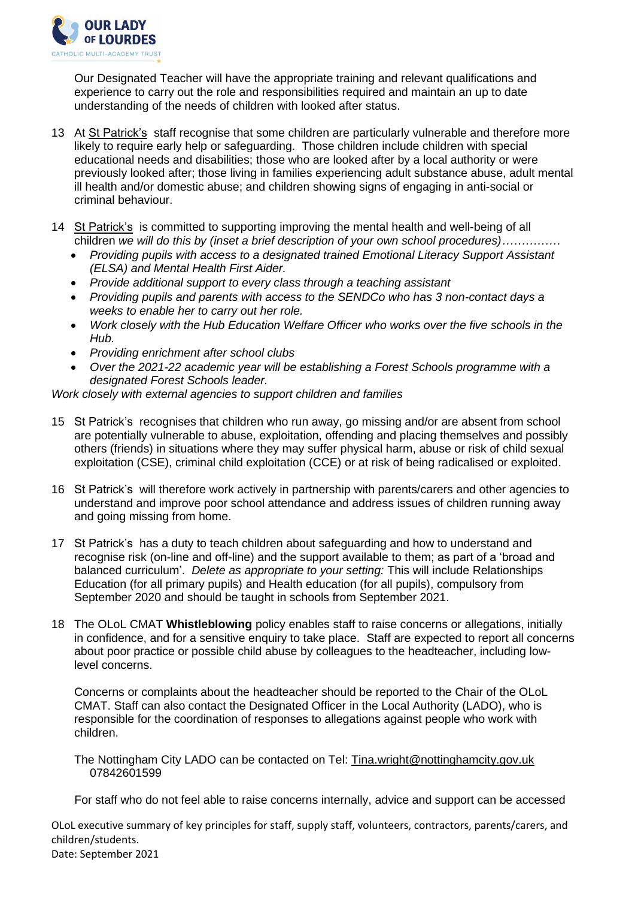Our Designated Teacher will have the appropriate training and relevant qualifications and experience to carry out the role and responsibilities required and maintain an up to date understanding of the needs of children with looked after status.

13 At St Patrick's staff recognise that some children are particularly vulnerable and therefore more likely to require early help or safeguarding. Those children include children with special educational needs and disabilities; those who are looked after by a local authority or were previously looked after; those living in families experiencing adult substance abuse, adult mental ill health and/or domestic abuse; and children showing signs of engaging in anti-social or criminal behaviour.

14 St Patrick's is committed to supporting improving the mental health and well-being of all children *we will do this by (inset a brief description of your own school procedures)……………*

- *Providing pupils with access to a designated trained Emotional Literacy Support Assistant (ELSA) and Mental Health First Aider.*
- *Provide additional support to every class through a teaching assistant*
- *Providing pupils and parents with access to the SENDCo who has 3 non-contact days a weeks to enable her to carry out her role.*
- *Work closely with the Hub Education Welfare Officer who works over the five schools in the Hub.*
- *Providing enrichment after school clubs*
- *Over the 2021-22 academic year will be establishing a Forest Schools programme with a designated Forest Schools leader.*

*Work closely with external agencies to support children and families*

15 St Patrick's recognises that children who run away, go missing and/or are absent from school are potentially vulnerable to abuse, exploitation, offending and placing themselves and possibly others (friends) in situations where they may suffer physical harm, abuse or risk of child sexual exploitation (CSE), criminal child exploitation (CCE) or at risk of being radicalised or exploited.

16 St Patrick's will therefore work actively in partnership with parents/carers and other agencies to understand and improve poor school attendance and address issues of children running away and going missing from home.

17 St Patrick's has a duty to teach children about safeguarding and how to understand and recognise risk (on-line and off-line) and the support available to them; as part of a 'broad and balanced curriculum'. *Delete as appropriate to your setting:* This will include Relationships Education (for all primary pupils) and Health education (for all pupils), compulsory from September 2020 and should be taught in schools from September 2021.

18 The OLoL CMAT **Whistleblowing** policy enables staff to raise concerns or allegations, initially in confidence, and for a sensitive enquiry to take place. Staff are expected to report all concerns about poor practice or possible child abuse by colleagues to the headteacher, including low-level concerns.

Concerns or complaints about the headteacher should be reported to the Chair of the OLoL CMAT. Staff can also contact the Designated Officer in the Local Authority (LADO), who is responsible for the coordination of responses to allegations against people who work with children.

The Nottingham City LADO can be contacted on Tel: Tina.wright@nottinghamcity.gov.uk 07842601599

For staff who do not feel able to raise concerns internally, advice and support can be accessed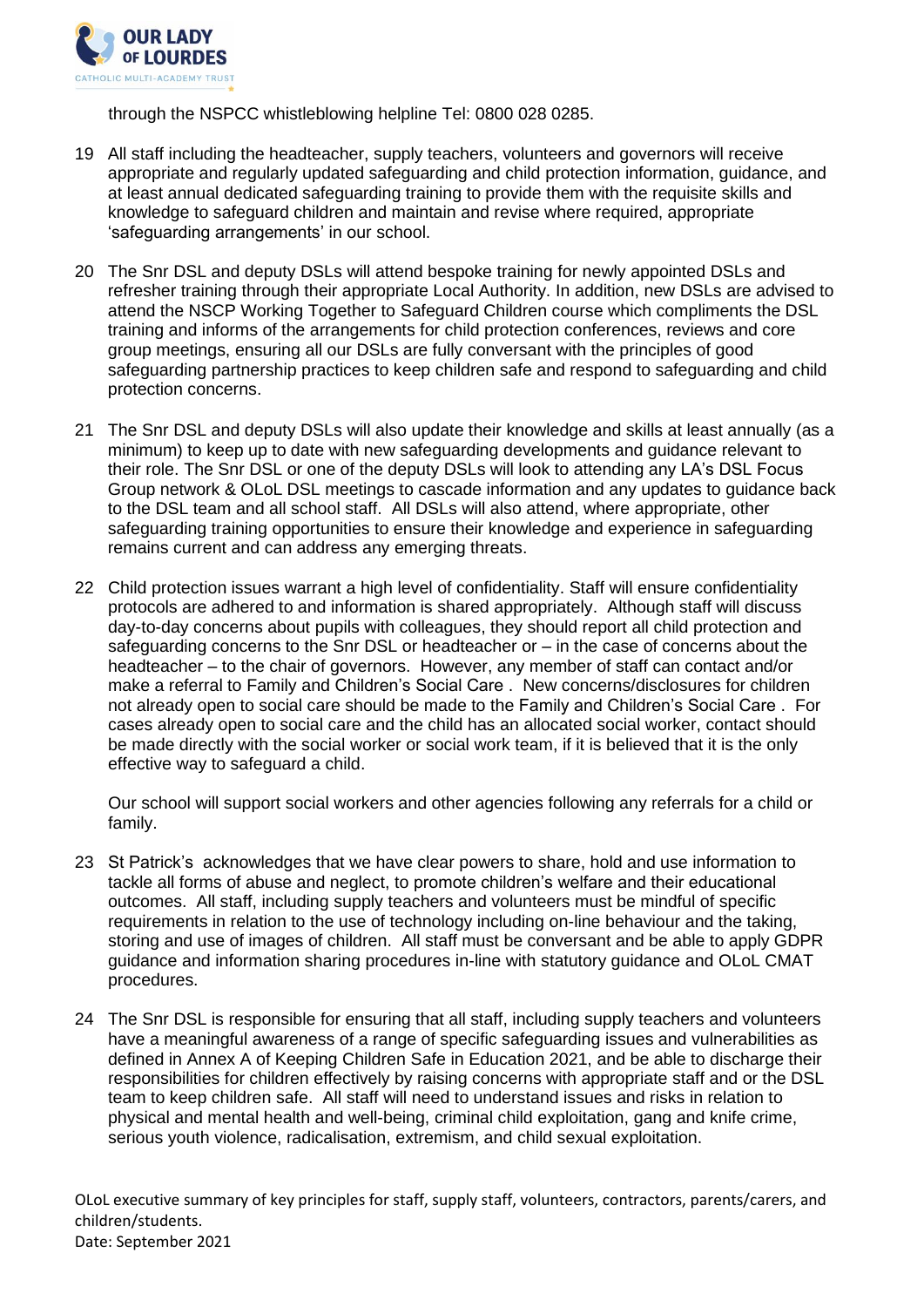through the NSPCC whistleblowing helpline Tel: 0800 028 0285.

19 All staff including the headteacher, supply teachers, volunteers and governors will receive appropriate and regularly updated safeguarding and child protection information, guidance, and at least annual dedicated safeguarding training to provide them with the requisite skills and knowledge to safeguard children and maintain and revise where required, appropriate 'safeguarding arrangements' in our school.

20 The Snr DSL and deputy DSLs will attend bespoke training for newly appointed DSLs and refresher training through their appropriate Local Authority. In addition, new DSLs are advised to attend the NSCP Working Together to Safeguard Children course which compliments the DSL training and informs of the arrangements for child protection conferences, reviews and core group meetings, ensuring all our DSLs are fully conversant with the principles of good safeguarding partnership practices to keep children safe and respond to safeguarding and child protection concerns.

21 The Snr DSL and deputy DSLs will also update their knowledge and skills at least annually (as a minimum) to keep up to date with new safeguarding developments and guidance relevant to their role. The Snr DSL or one of the deputy DSLs will look to attending any LA's DSL Focus Group network & OLoL DSL meetings to cascade information and any updates to guidance back to the DSL team and all school staff. All DSLs will also attend, where appropriate, other safeguarding training opportunities to ensure their knowledge and experience in safeguarding remains current and can address any emerging threats.

22 Child protection issues warrant a high level of confidentiality. Staff will ensure confidentiality protocols are adhered to and information is shared appropriately. Although staff will discuss day-to-day concerns about pupils with colleagues, they should report all child protection and safeguarding concerns to the Snr DSL or headteacher or – in the case of concerns about the headteacher – to the chair of governors. However, any member of staff can contact and/or make a referral to Family and Children's Social Care . New concerns/disclosures for children not already open to social care should be made to the Family and Children's Social Care . For cases already open to social care and the child has an allocated social worker, contact should be made directly with the social worker or social work team, if it is believed that it is the only effective way to safeguard a child.

Our school will support social workers and other agencies following any referrals for a child or family.

23 St Patrick's acknowledges that we have clear powers to share, hold and use information to tackle all forms of abuse and neglect, to promote children's welfare and their educational outcomes. All staff, including supply teachers and volunteers must be mindful of specific requirements in relation to the use of technology including on-line behaviour and the taking, storing and use of images of children. All staff must be conversant and be able to apply GDPR guidance and information sharing procedures in-line with statutory guidance and OLoL CMAT procedures.

24 The Snr DSL is responsible for ensuring that all staff, including supply teachers and volunteers have a meaningful awareness of a range of specific safeguarding issues and vulnerabilities as defined in Annex A of Keeping Children Safe in Education 2021, and be able to discharge their responsibilities for children effectively by raising concerns with appropriate staff and or the DSL team to keep children safe. All staff will need to understand issues and risks in relation to physical and mental health and well-being, criminal child exploitation, gang and knife crime, serious youth violence, radicalisation, extremism, and child sexual exploitation.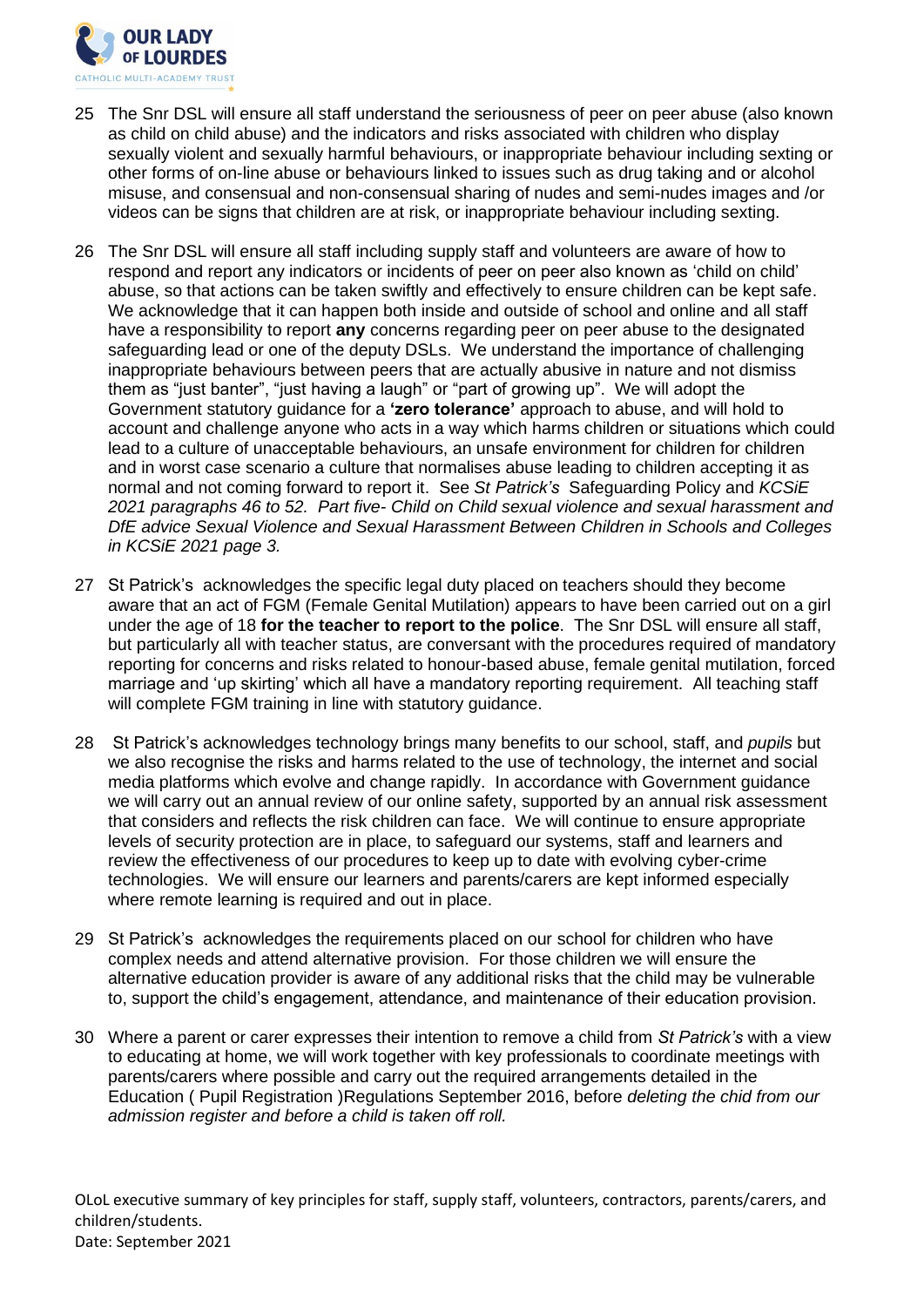25 The Snr DSL will ensure all staff understand the seriousness of peer on peer abuse (also known as child on child abuse) and the indicators and risks associated with children who display sexually violent and sexually harmful behaviours, or inappropriate behaviour including sexting or other forms of on-line abuse or behaviours linked to issues such as drug taking and or alcohol misuse, and consensual and non-consensual sharing of nudes and semi-nudes images and /or videos can be signs that children are at risk, or inappropriate behaviour including sexting.

26 The Snr DSL will ensure all staff including supply staff and volunteers are aware of how to respond and report any indicators or incidents of peer on peer also known as 'child on child' abuse, so that actions can be taken swiftly and effectively to ensure children can be kept safe. We acknowledge that it can happen both inside and outside of school and online and all staff have a responsibility to report **any** concerns regarding peer on peer abuse to the designated safeguarding lead or one of the deputy DSLs. We understand the importance of challenging inappropriate behaviours between peers that are actually abusive in nature and not dismiss them as "just banter", "just having a laugh" or "part of growing up". We will adopt the Government statutory guidance for a **'zero tolerance'** approach to abuse, and will hold to account and challenge anyone who acts in a way which harms children or situations which could lead to a culture of unacceptable behaviours, an unsafe environment for children for children and in worst case scenario a culture that normalises abuse leading to children accepting it as normal and not coming forward to report it. See *St Patrick's* Safeguarding Policy and *KCSiE 2021 paragraphs 46 to 52. Part five- Child on Child sexual violence and sexual harassment and DfE advice Sexual Violence and Sexual Harassment Between Children in Schools and Colleges in KCSiE 2021 page 3.*

27 St Patrick's acknowledges the specific legal duty placed on teachers should they become aware that an act of FGM (Female Genital Mutilation) appears to have been carried out on a girl under the age of 18 **for the teacher to report to the police**. The Snr DSL will ensure all staff, but particularly all with teacher status, are conversant with the procedures required of mandatory reporting for concerns and risks related to honour-based abuse, female genital mutilation, forced marriage and 'up skirting' which all have a mandatory reporting requirement. All teaching staff will complete FGM training in line with statutory guidance.

28 St Patrick's acknowledges technology brings many benefits to our school, staff, and *pupils* but we also recognise the risks and harms related to the use of technology, the internet and social media platforms which evolve and change rapidly. In accordance with Government guidance we will carry out an annual review of our online safety, supported by an annual risk assessment that considers and reflects the risk children can face. We will continue to ensure appropriate levels of security protection are in place, to safeguard our systems, staff and learners and review the effectiveness of our procedures to keep up to date with evolving cyber-crime technologies. We will ensure our learners and parents/carers are kept informed especially where remote learning is required and out in place.

29 St Patrick's acknowledges the requirements placed on our school for children who have complex needs and attend alternative provision. For those children we will ensure the alternative education provider is aware of any additional risks that the child may be vulnerable to, support the child's engagement, attendance, and maintenance of their education provision.

30 Where a parent or carer expresses their intention to remove a child from *St Patrick's* with a view to educating at home, we will work together with key professionals to coordinate meetings with parents/carers where possible and carry out the required arrangements detailed in the Education ( Pupil Registration )Regulations September 2016, before *deleting the chid from our admission register and before a child is taken off roll.*